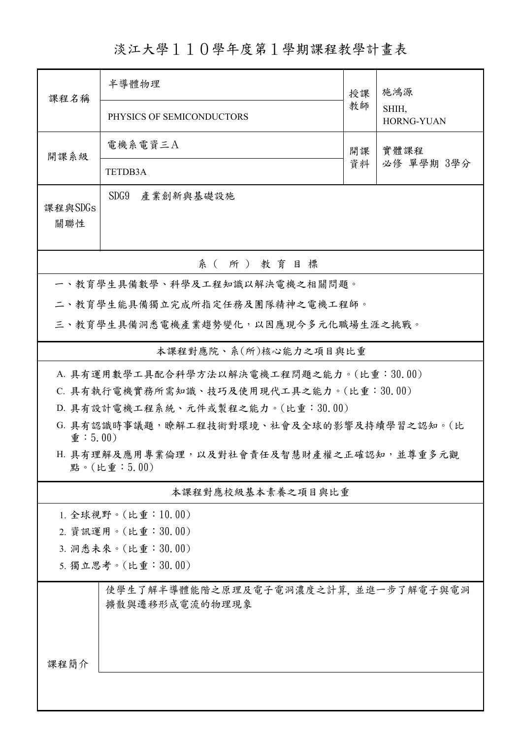# 淡江大學１１０學年度第１學期課程教學計畫表

| 課程名稱 | 半導體物理 | 授課教師 | 施鴻源 |
|---|---|---|---|
| | PHYSICS OF SEMICONDUCTORS | | SHIH, HORNG-YUAN |
| 開課系級 | 電機系電資三A | 開課資料 | 實體課程<br>必修 單學期 3學分 |
| | TETDB3A | | |
| 課程與SDGs關聯性 | SDG9　產業創新與基礎設施 | | |

## 系（所）教育目標

一、教育學生具備數學、科學及工程知識以解決電機之相關問題。

二、教育學生能具備獨立完成所指定任務及團隊精神之電機工程師。

三、教育學生具備洞悉電機產業趨勢變化，以因應現今多元化職場生涯之挑戰。

## 本課程對應院、系(所)核心能力之項目與比重

A. 具有運用數學工具配合科學方法以解決電機工程問題之能力。(比重：30.00)

C. 具有執行電機實務所需知識、技巧及使用現代工具之能力。(比重：30.00)

D. 具有設計電機工程系統、元件或製程之能力。(比重：30.00)

G. 具有認識時事議題，瞭解工程技術對環境、社會及全球的影響及持續學習之認知。(比重：5.00)

H. 具有理解及應用專業倫理，以及對社會責任及智慧財產權之正確認知，並尊重多元觀點。(比重：5.00)

## 本課程對應校級基本素養之項目與比重

1. 全球視野。(比重：10.00)
2. 資訊運用。(比重：30.00)
3. 洞悉未來。(比重：30.00)
5. 獨立思考。(比重：30.00)

| 課程簡介 | 使學生了解半導體能階之原理及電子電洞濃度之計算, 並進一步了解電子與電洞擴散與遷移形成電流的物理現象 |
|---|---|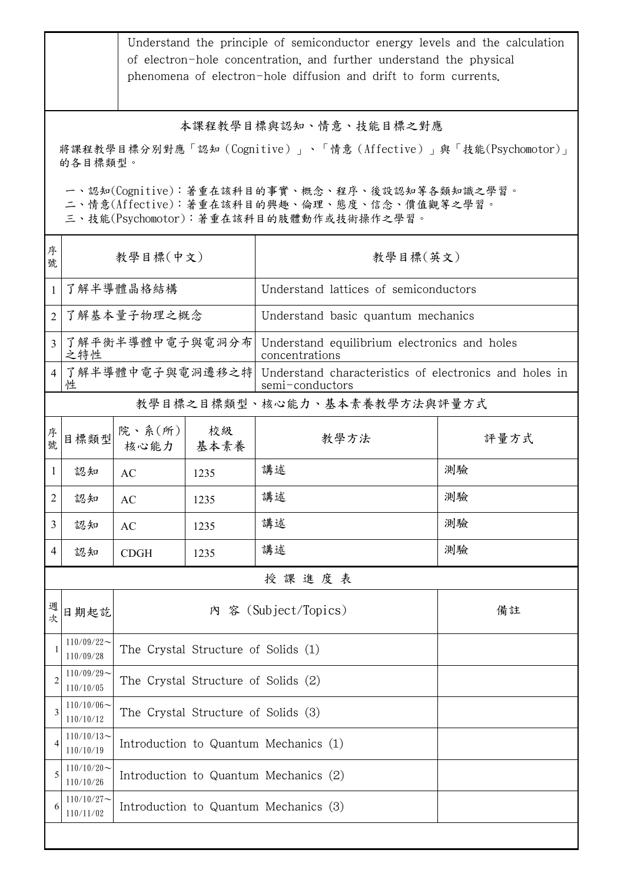| | Understand the principle of semiconductor energy levels and the calculation of electron-hole concentration, and further understand the physical phenomena of electron-hole diffusion and drift to form currents. |
|---|---|

## 本課程教學目標與認知、情意、技能目標之對應

將課程教學目標分別對應「認知（Cognitive）」、「情意（Affective）」與「技能(Psychomotor)」的各目標類型。

一、認知(Cognitive)：著重在該科目的事實、概念、程序、後設認知等各類知識之學習。
二、情意(Affective)：著重在該科目的興趣、倫理、態度、信念、價值觀等之學習。
三、技能(Psychomotor)：著重在該科目的肢體動作或技術操作之學習。

| 序號 | 教學目標(中文) | 教學目標(英文) |
|---|---|---|
| 1 | 了解半導體晶格結構 | Understand lattices of semiconductors |
| 2 | 了解基本量子物理之概念 | Understand basic quantum mechanics |
| 3 | 了解平衡半導體中電子與電洞分布之特性 | Understand equilibrium electronics and holes concentrations |
| 4 | 了解半導體中電子與電洞遷移之特性 | Understand characteristics of electronics and holes in semi-conductors |

## 教學目標之目標類型、核心能力、基本素養教學方法與評量方式

| 序號 | 目標類型 | 院、系(所)核心能力 | 校級基本素養 | 教學方法 | 評量方式 |
|---|---|---|---|---|---|
| 1 | 認知 | AC | 1235 | 講述 | 測驗 |
| 2 | 認知 | AC | 1235 | 講述 | 測驗 |
| 3 | 認知 | AC | 1235 | 講述 | 測驗 |
| 4 | 認知 | CDGH | 1235 | 講述 | 測驗 |

## 授 課 進 度 表

| 週次 | 日期起訖 | 內 容 (Subject/Topics) | 備註 |
|---|---|---|---|
| 1 | 110/09/22～110/09/28 | The Crystal Structure of Solids (1) | |
| 2 | 110/09/29～110/10/05 | The Crystal Structure of Solids (2) | |
| 3 | 110/10/06～110/10/12 | The Crystal Structure of Solids (3) | |
| 4 | 110/10/13～110/10/19 | Introduction to Quantum Mechanics (1) | |
| 5 | 110/10/20～110/10/26 | Introduction to Quantum Mechanics (2) | |
| 6 | 110/10/27～110/11/02 | Introduction to Quantum Mechanics (3) | |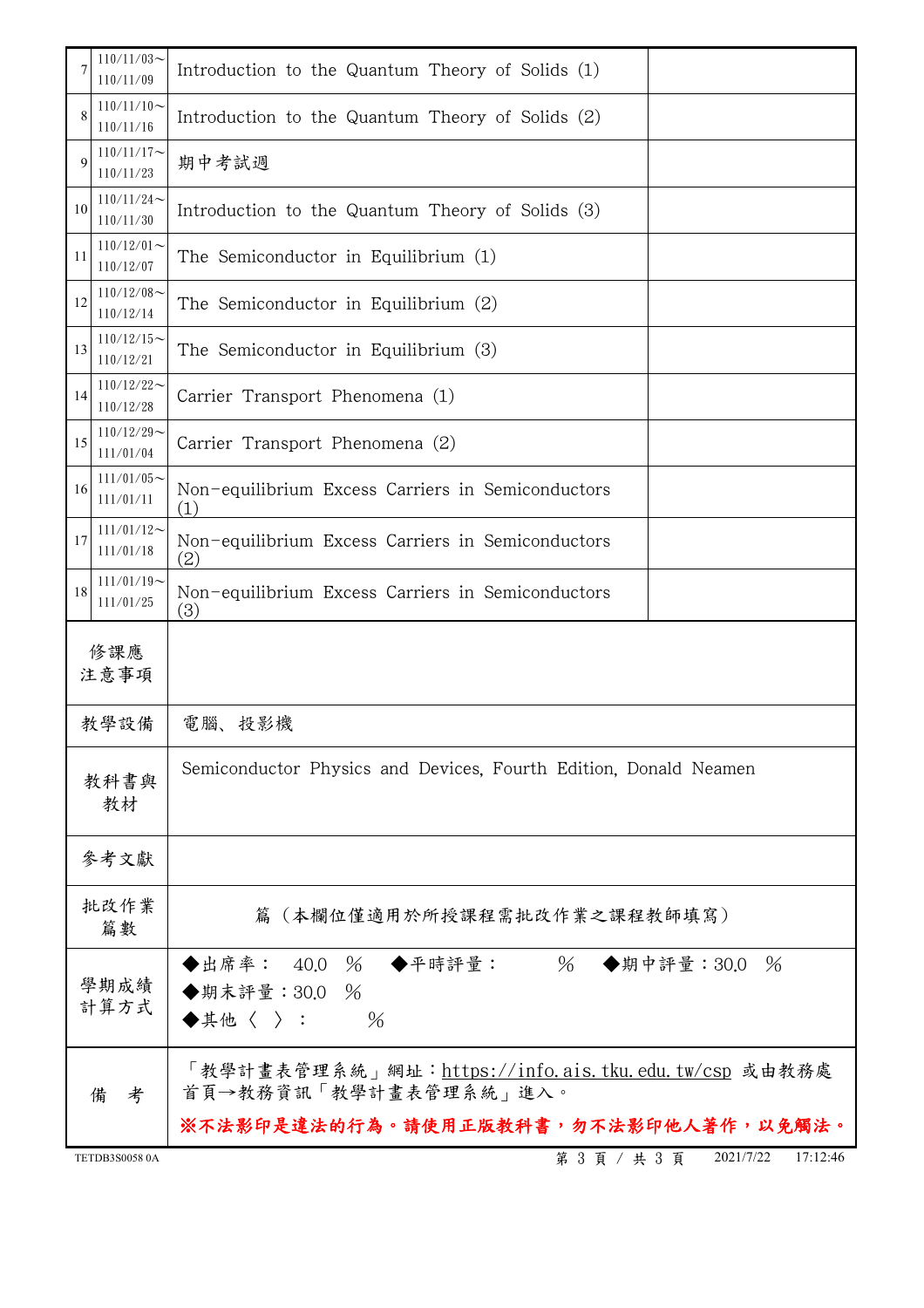| | | | |
|---|---|---|---|
| 7 | 110/11/03～110/11/09 | Introduction to the Quantum Theory of Solids (1) | |
| 8 | 110/11/10～110/11/16 | Introduction to the Quantum Theory of Solids (2) | |
| 9 | 110/11/17～110/11/23 | 期中考試週 | |
| 10 | 110/11/24～110/11/30 | Introduction to the Quantum Theory of Solids (3) | |
| 11 | 110/12/01～110/12/07 | The Semiconductor in Equilibrium (1) | |
| 12 | 110/12/08～110/12/14 | The Semiconductor in Equilibrium (2) | |
| 13 | 110/12/15～110/12/21 | The Semiconductor in Equilibrium (3) | |
| 14 | 110/12/22～110/12/28 | Carrier Transport Phenomena (1) | |
| 15 | 110/12/29～111/01/04 | Carrier Transport Phenomena (2) | |
| 16 | 111/01/05～111/01/11 | Non-equilibrium Excess Carriers in Semiconductors (1) | |
| 17 | 111/01/12～111/01/18 | Non-equilibrium Excess Carriers in Semiconductors (2) | |
| 18 | 111/01/19～111/01/25 | Non-equilibrium Excess Carriers in Semiconductors (3) | |

| | |
|---|---|
| 修課應注意事項 | |
| 教學設備 | 電腦、投影機 |
| 教科書與教材 | Semiconductor Physics and Devices, Fourth Edition, Donald Neamen |
| 參考文獻 | |
| 批改作業篇數 | 篇（本欄位僅適用於所授課程需批改作業之課程教師填寫） |
| 學期成績計算方式 | ◆出席率： 40.0 ％ ◆平時評量： ％ ◆期中評量：30.0 ％<br>◆期末評量：30.0 ％<br>◆其他〈 〉： ％ |
| 備　考 | 「教學計畫表管理系統」網址：https://info.ais.tku.edu.tw/csp 或由教務處首頁→教務資訊「教學計畫表管理系統」進入。<br>**※不法影印是違法的行為。請使用正版教科書，勿不法影印他人著作，以免觸法。** |

TETDB3S0058 0A　　2021/7/22　17:12:46